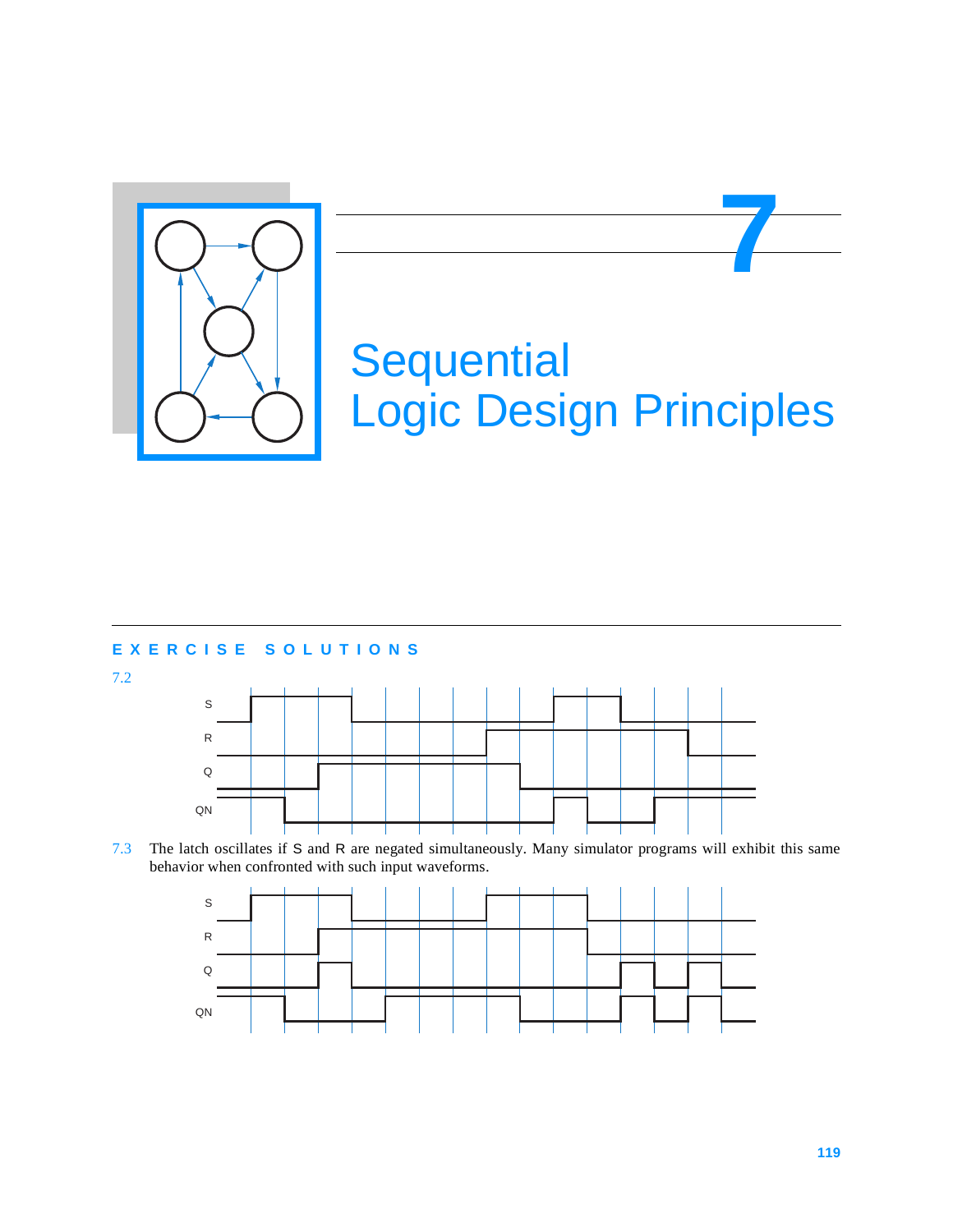# 7 Sequential Logic Design Principles

## EXERCISE SOLUTIONS

**7.2**

S

R

Q

QN

**7.3** The latch oscillates if S and R are negated simultaneously. Many simulator programs will exhibit this same behavior when confronted with such input waveforms.

S

R

Q

QN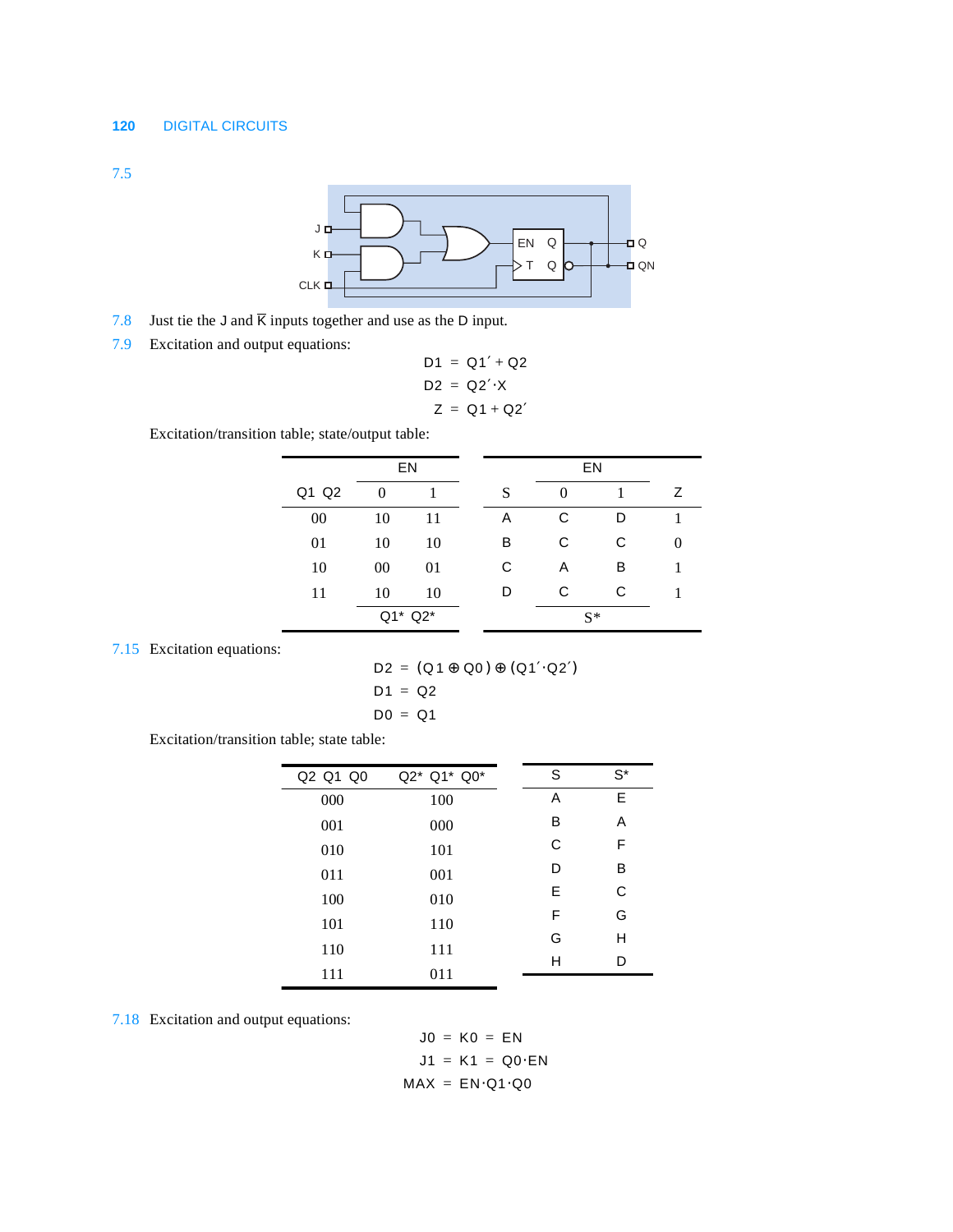7.5

7.8 Just tie the J and $\overline{K}$ inputs together and use as the D input.

7.9 Excitation and output equations:

$$D1 = Q1' + Q2$$
$$D2 = Q2' \cdot X$$
$$Z = Q1 + Q2'$$

Excitation/transition table; state/output table:

| | EN | |
|---|---|---|
| Q1 Q2 | 0 | 1 |
| 00 | 10 | 11 |
| 01 | 10 | 10 |
| 10 | 00 | 01 |
| 11 | 10 | 10 |
| | Q1* Q2* | |

| | EN | | |
|---|---|---|---|
| S | 0 | 1 | Z |
| A | C | D | 1 |
| B | C | C | 0 |
| C | A | B | 1 |
| D | C | C | 1 |
| | S* | | |

7.15 Excitation equations:

$$D2 = (Q1 \oplus Q0) \oplus (Q1' \cdot Q2')$$
$$D1 = Q2$$
$$D0 = Q1$$

Excitation/transition table; state table:

| Q2 Q1 Q0 | Q2* Q1* Q0* |
|---|---|
| 000 | 100 |
| 001 | 000 |
| 010 | 101 |
| 011 | 001 |
| 100 | 010 |
| 101 | 110 |
| 110 | 111 |
| 111 | 011 |

| S | S* |
|---|---|
| A | E |
| B | A |
| C | F |
| D | B |
| E | C |
| F | G |
| G | H |
| H | D |

7.18 Excitation and output equations:

$$J0 = K0 = EN$$
$$J1 = K1 = Q0 \cdot EN$$
$$MAX = EN \cdot Q1 \cdot Q0$$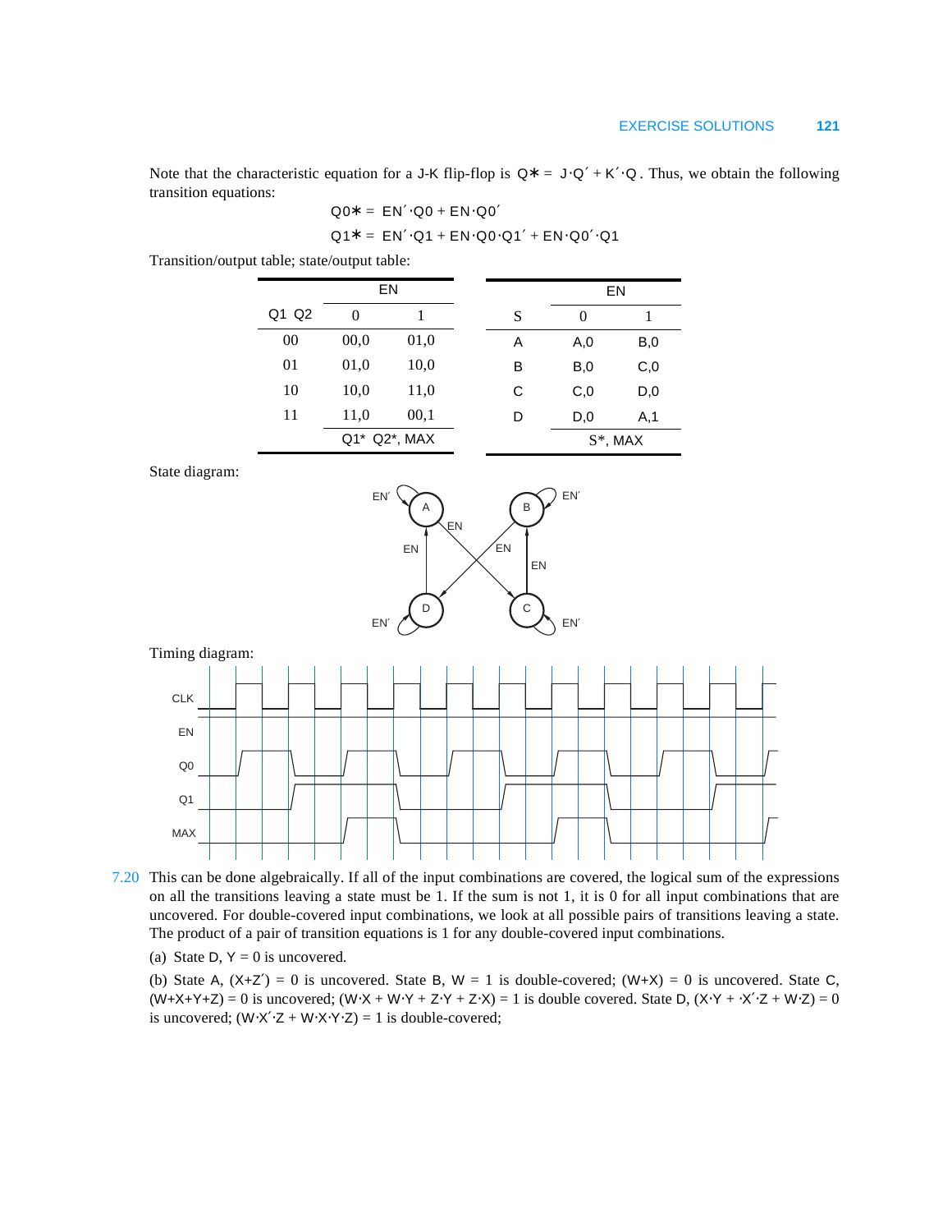Note that the characteristic equation for a J-K flip-flop is $Q* = J \cdot Q' + K' \cdot Q$. Thus, we obtain the following transition equations:

$$Q0* = EN' \cdot Q0 + EN \cdot Q0'$$

$$Q1* = EN' \cdot Q1 + EN \cdot Q0 \cdot Q1' + EN \cdot Q0' \cdot Q1$$

Transition/output table; state/output table:

| | EN | |
|---|---|---|
| Q1 Q2 | 0 | 1 |
| 00 | 00,0 | 01,0 |
| 01 | 01,0 | 10,0 |
| 10 | 10,0 | 11,0 |
| 11 | 11,0 | 00,1 |
| | Q1* Q2*, MAX | |

| | EN | |
|---|---|---|
| S | 0 | 1 |
| A | A,0 | B,0 |
| B | B,0 | C,0 |
| C | C,0 | D,0 |
| D | D,0 | A,1 |
| | S*, MAX | |

State diagram:

Timing diagram:

7.20 This can be done algebraically. If all of the input combinations are covered, the logical sum of the expressions on all the transitions leaving a state must be 1. If the sum is not 1, it is 0 for all input combinations that are uncovered. For double-covered input combinations, we look at all possible pairs of transitions leaving a state. The product of a pair of transition equations is 1 for any double-covered input combinations.

(a) State D, $Y = 0$ is uncovered.

(b) State A, $(X+Z') = 0$ is uncovered. State B, $W = 1$ is double-covered; $(W+X) = 0$ is uncovered. State C, $(W+X+Y+Z) = 0$ is uncovered; $(W \cdot X + W \cdot Y + Z \cdot Y + Z \cdot X) = 1$ is double covered. State D, $(X \cdot Y + \cdot X' \cdot Z + W \cdot Z) = 0$ is uncovered; $(W \cdot X' \cdot Z + W \cdot X \cdot Y \cdot Z) = 1$ is double-covered;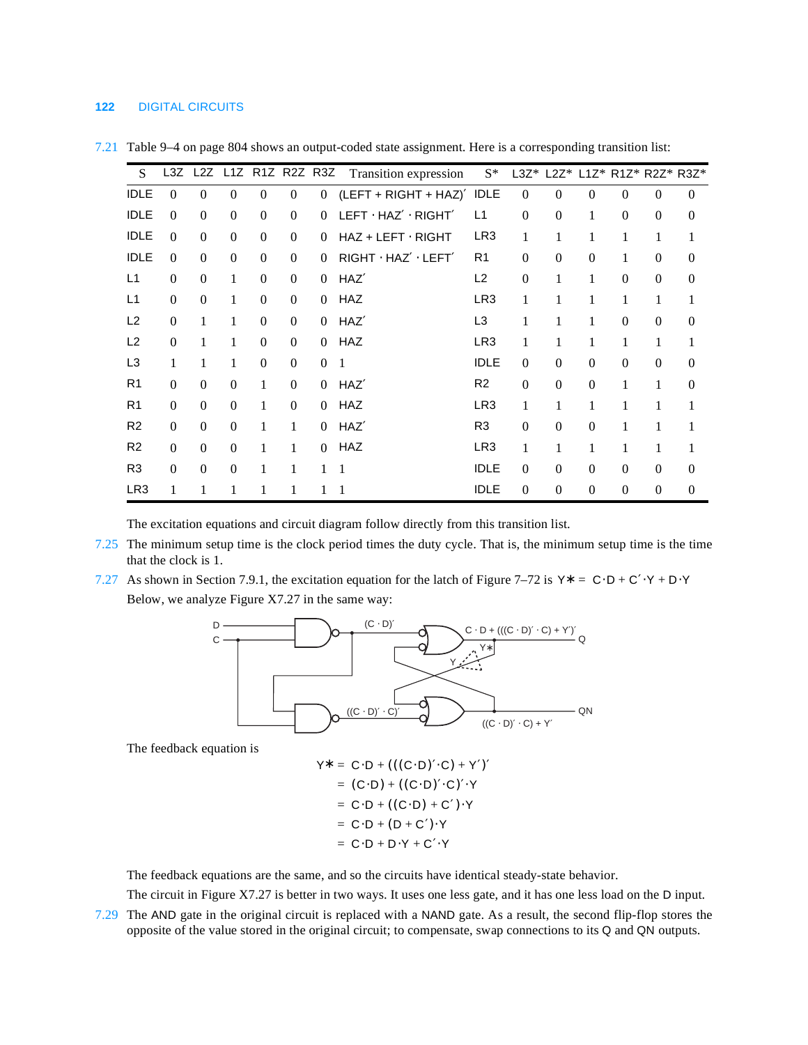7.21 Table 9–4 on page 804 shows an output-coded state assignment. Here is a corresponding transition list:

| S | L3Z | L2Z | L1Z | R1Z | R2Z | R3Z | Transition expression | S* | L3Z* | L2Z* | L1Z* | R1Z* | R2Z* | R3Z* |
|---|---|---|---|---|---|---|---|---|---|---|---|---|---|---|
| IDLE | 0 | 0 | 0 | 0 | 0 | 0 | (LEFT + RIGHT + HAZ)′ | IDLE | 0 | 0 | 0 | 0 | 0 | 0 |
| IDLE | 0 | 0 | 0 | 0 | 0 | 0 | LEFT · HAZ′ · RIGHT′ | L1 | 0 | 0 | 1 | 0 | 0 | 0 |
| IDLE | 0 | 0 | 0 | 0 | 0 | 0 | HAZ + LEFT · RIGHT | LR3 | 1 | 1 | 1 | 1 | 1 | 1 |
| IDLE | 0 | 0 | 0 | 0 | 0 | 0 | RIGHT · HAZ′ · LEFT′ | R1 | 0 | 0 | 0 | 1 | 0 | 0 |
| L1 | 0 | 0 | 1 | 0 | 0 | 0 | HAZ′ | L2 | 0 | 1 | 1 | 0 | 0 | 0 |
| L1 | 0 | 0 | 1 | 0 | 0 | 0 | HAZ | LR3 | 1 | 1 | 1 | 1 | 1 | 1 |
| L2 | 0 | 1 | 1 | 0 | 0 | 0 | HAZ′ | L3 | 1 | 1 | 1 | 0 | 0 | 0 |
| L2 | 0 | 1 | 1 | 0 | 0 | 0 | HAZ | LR3 | 1 | 1 | 1 | 1 | 1 | 1 |
| L3 | 1 | 1 | 1 | 0 | 0 | 0 | 1 | IDLE | 0 | 0 | 0 | 0 | 0 | 0 |
| R1 | 0 | 0 | 0 | 1 | 0 | 0 | HAZ′ | R2 | 0 | 0 | 0 | 1 | 1 | 0 |
| R1 | 0 | 0 | 0 | 1 | 0 | 0 | HAZ | LR3 | 1 | 1 | 1 | 1 | 1 | 1 |
| R2 | 0 | 0 | 0 | 1 | 1 | 0 | HAZ′ | R3 | 0 | 0 | 0 | 1 | 1 | 1 |
| R2 | 0 | 0 | 0 | 1 | 1 | 0 | HAZ | LR3 | 1 | 1 | 1 | 1 | 1 | 1 |
| R3 | 0 | 0 | 0 | 1 | 1 | 1 | 1 | IDLE | 0 | 0 | 0 | 0 | 0 | 0 |
| LR3 | 1 | 1 | 1 | 1 | 1 | 1 | 1 | IDLE | 0 | 0 | 0 | 0 | 0 | 0 |

The excitation equations and circuit diagram follow directly from this transition list.

7.25 The minimum setup time is the clock period times the duty cycle. That is, the minimum setup time is the time that the clock is 1.

7.27 As shown in Section 7.9.1, the excitation equation for the latch of Figure 7–72 is $Y* = C \cdot D + C' \cdot Y + D \cdot Y$

Below, we analyze Figure X7.27 in the same way:

The feedback equation is

$$
\begin{aligned}
Y* &= C \cdot D + (((C \cdot D)' \cdot C) + Y')' \\
&= (C \cdot D) + ((C \cdot D)' \cdot C)' \cdot Y \\
&= C \cdot D + ((C \cdot D) + C') \cdot Y \\
&= C \cdot D + (D + C') \cdot Y \\
&= C \cdot D + D \cdot Y + C' \cdot Y
\end{aligned}
$$

The feedback equations are the same, and so the circuits have identical steady-state behavior.

The circuit in Figure X7.27 is better in two ways. It uses one less gate, and it has one less load on the D input.

7.29 The AND gate in the original circuit is replaced with a NAND gate. As a result, the second flip-flop stores the opposite of the value stored in the original circuit; to compensate, swap connections to its Q and QN outputs.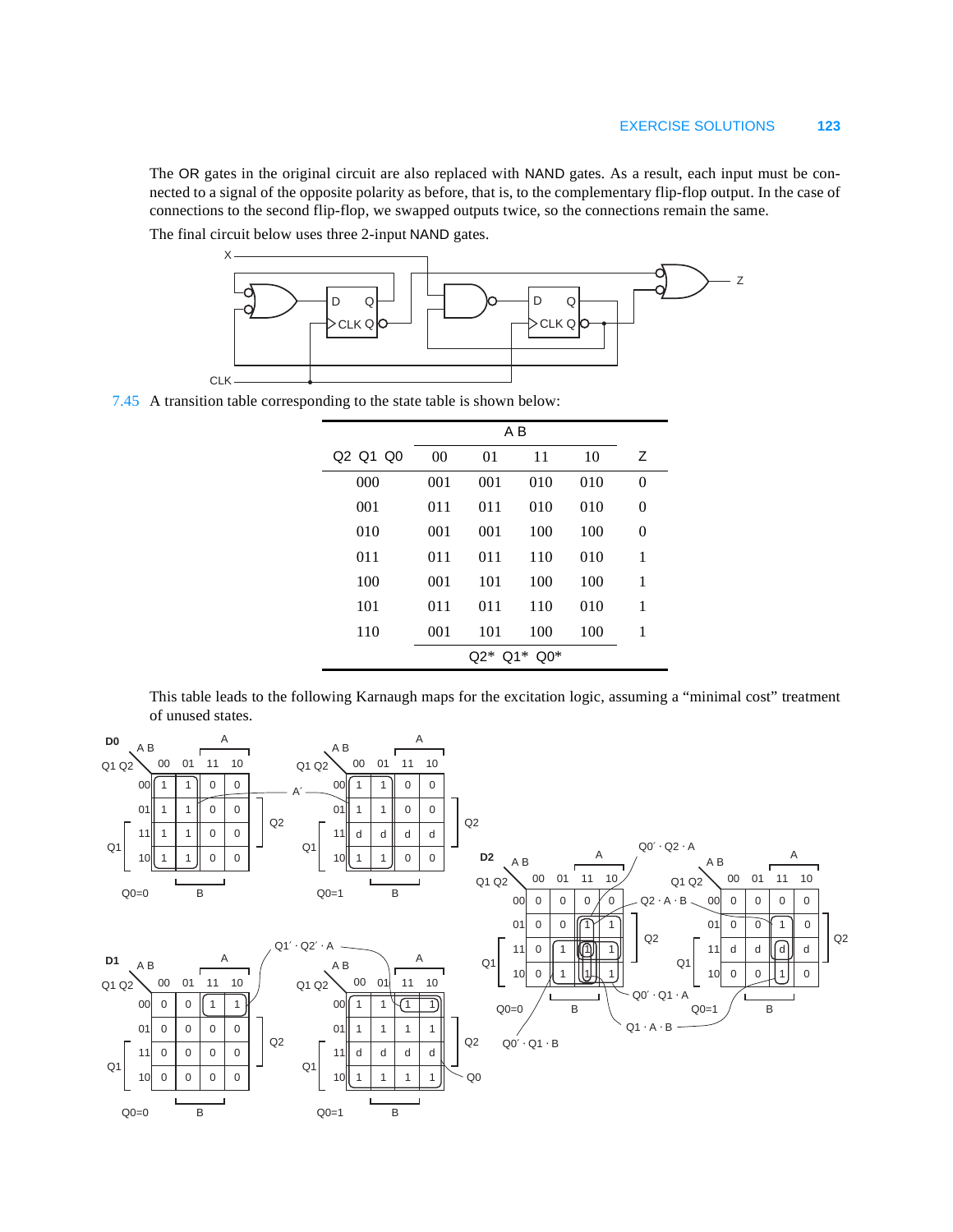The OR gates in the original circuit are also replaced with NAND gates. As a result, each input must be connected to a signal of the opposite polarity as before, that is, to the complementary flip-flop output. In the case of connections to the second flip-flop, we swapped outputs twice, so the connections remain the same.

The final circuit below uses three 2-input NAND gates.

7.45 A transition table corresponding to the state table is shown below:

| Q2 Q1 Q0 | AB 00 | 01 | 11 | 10 | Z |
|---|---|---|---|---|---|
| 000 | 001 | 001 | 010 | 010 | 0 |
| 001 | 011 | 011 | 010 | 010 | 0 |
| 010 | 001 | 001 | 100 | 100 | 0 |
| 011 | 011 | 011 | 110 | 010 | 1 |
| 100 | 001 | 101 | 100 | 100 | 1 |
| 101 | 011 | 011 | 110 | 010 | 1 |
| 110 | 001 | 101 | 100 | 100 | 1 |
| | Q2* Q1* Q0* | | | | |

This table leads to the following Karnaugh maps for the excitation logic, assuming a "minimal cost" treatment of unused states.

D0, Q0=0:

| Q1 Q2 | 00 | 01 | 11 | 10 |
|---|---|---|---|---|
| 00 | 1 | 1 | 0 | 0 |
| 01 | 1 | 1 | 0 | 0 |
| 11 | 1 | 1 | 0 | 0 |
| 10 | 1 | 1 | 0 | 0 |

D0, Q0=1:

| Q1 Q2 | 00 | 01 | 11 | 10 |
|---|---|---|---|---|
| 00 | 1 | 1 | 0 | 0 |
| 01 | 1 | 1 | 0 | 0 |
| 11 | d | d | d | d |
| 10 | 1 | 1 | 0 | 0 |

$D0 = A'$

D1, Q0=0:

| Q1 Q2 | 00 | 01 | 11 | 10 |
|---|---|---|---|---|
| 00 | 0 | 0 | 1 | 1 |
| 01 | 0 | 0 | 0 | 0 |
| 11 | 0 | 0 | 0 | 0 |
| 10 | 0 | 0 | 0 | 0 |

D1, Q0=1:

| Q1 Q2 | 00 | 01 | 11 | 10 |
|---|---|---|---|---|
| 00 | 1 | 1 | 1 | 1 |
| 01 | 1 | 1 | 1 | 1 |
| 11 | d | d | d | d |
| 10 | 1 | 1 | 1 | 1 |

Terms: $Q1' \cdot Q2' \cdot A$, $Q0$

D2, Q0=0:

| Q1 Q2 | 00 | 01 | 11 | 10 |
|---|---|---|---|---|
| 00 | 0 | 0 | 0 | 0 |
| 01 | 0 | 0 | 1 | 1 |
| 11 | 0 | 1 | 1 | 1 |
| 10 | 0 | 1 | 1 | 1 |

D2, Q0=1:

| Q1 Q2 | 00 | 01 | 11 | 10 |
|---|---|---|---|---|
| 00 | 0 | 0 | 0 | 0 |
| 01 | 0 | 0 | 1 | 0 |
| 11 | d | d | d | d |
| 10 | 0 | 0 | 1 | 0 |

Terms: $Q0' \cdot Q2 \cdot A$, $Q2 \cdot A \cdot B$, $Q0' \cdot Q1 \cdot A$, $Q1 \cdot A \cdot B$, $Q0' \cdot Q1 \cdot B$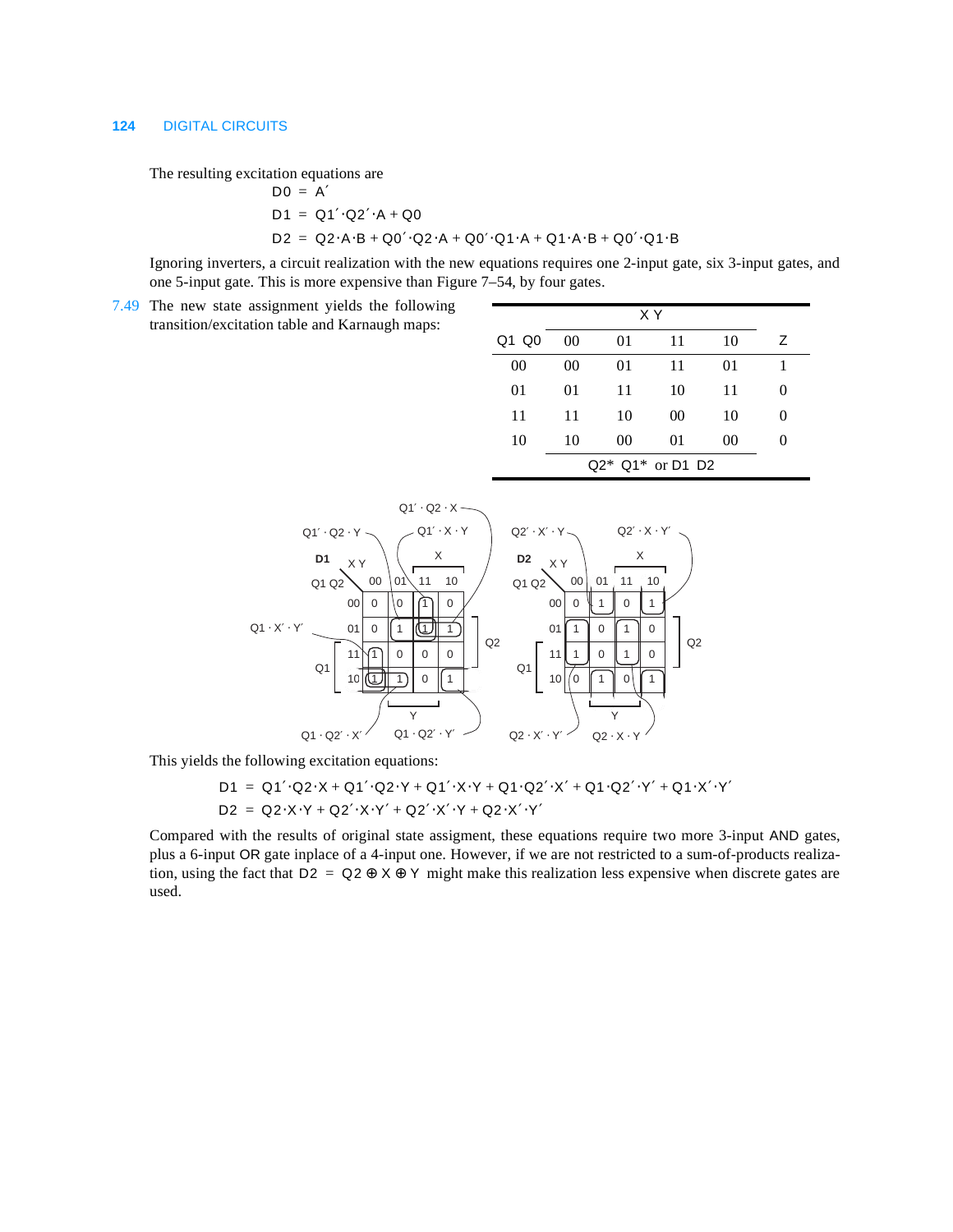The resulting excitation equations are

$$D0 = A'$$

$$D1 = Q1' \cdot Q2' \cdot A + Q0$$

$$D2 = Q2 \cdot A \cdot B + Q0' \cdot Q2 \cdot A + Q0' \cdot Q1 \cdot A + Q1 \cdot A \cdot B + Q0' \cdot Q1 \cdot B$$

Ignoring inverters, a circuit realization with the new equations requires one 2-input gate, six 3-input gates, and one 5-input gate. This is more expensive than Figure 7–54, by four gates.

7.49 The new state assignment yields the following transition/excitation table and Karnaugh maps:

| | X Y | | | | |
|---|---|---|---|---|---|
| Q1 Q0 | 00 | 01 | 11 | 10 | Z |
| 00 | 00 | 01 | 11 | 01 | 1 |
| 01 | 01 | 11 | 10 | 11 | 0 |
| 11 | 11 | 10 | 00 | 10 | 0 |
| 10 | 10 | 00 | 01 | 00 | 0 |
| | Q2* Q1* or D1 D2 | | | | |

**D1**

| Q1 Q2 \ X Y | 00 | 01 | 11 | 10 |
|---|---|---|---|---|
| 00 | 0 | 0 | 1 | 0 |
| 01 | 0 | 1 | 1 | 1 |
| 11 | 1 | 0 | 0 | 0 |
| 10 | 1 | 1 | 0 | 1 |

Groupings: $Q1' \cdot Q2 \cdot X$, $Q1' \cdot Q2 \cdot Y$, $Q1' \cdot X \cdot Y$, $Q1 \cdot X' \cdot Y'$, $Q1 \cdot Q2' \cdot X'$, $Q1 \cdot Q2' \cdot Y'$

**D2**

| Q1 Q2 \ X Y | 00 | 01 | 11 | 10 |
|---|---|---|---|---|
| 00 | 0 | 1 | 0 | 1 |
| 01 | 1 | 0 | 1 | 0 |
| 11 | 1 | 0 | 1 | 0 |
| 10 | 0 | 1 | 0 | 1 |

Groupings: $Q2' \cdot X' \cdot Y$, $Q2' \cdot X \cdot Y'$, $Q2 \cdot X' \cdot Y'$, $Q2 \cdot X \cdot Y$

This yields the following excitation equations:

$$D1 = Q1' \cdot Q2 \cdot X + Q1' \cdot Q2 \cdot Y + Q1' \cdot X \cdot Y + Q1 \cdot Q2' \cdot X' + Q1 \cdot Q2' \cdot Y' + Q1 \cdot X' \cdot Y'$$

$$D2 = Q2 \cdot X \cdot Y + Q2' \cdot X \cdot Y' + Q2' \cdot X' \cdot Y + Q2 \cdot X' \cdot Y'$$

Compared with the results of original state assigment, these equations require two more 3-input AND gates, plus a 6-input OR gate inplace of a 4-input one. However, if we are not restricted to a sum-of-products realization, using the fact that $D2 = Q2 \oplus X \oplus Y$ might make this realization less expensive when discrete gates are used.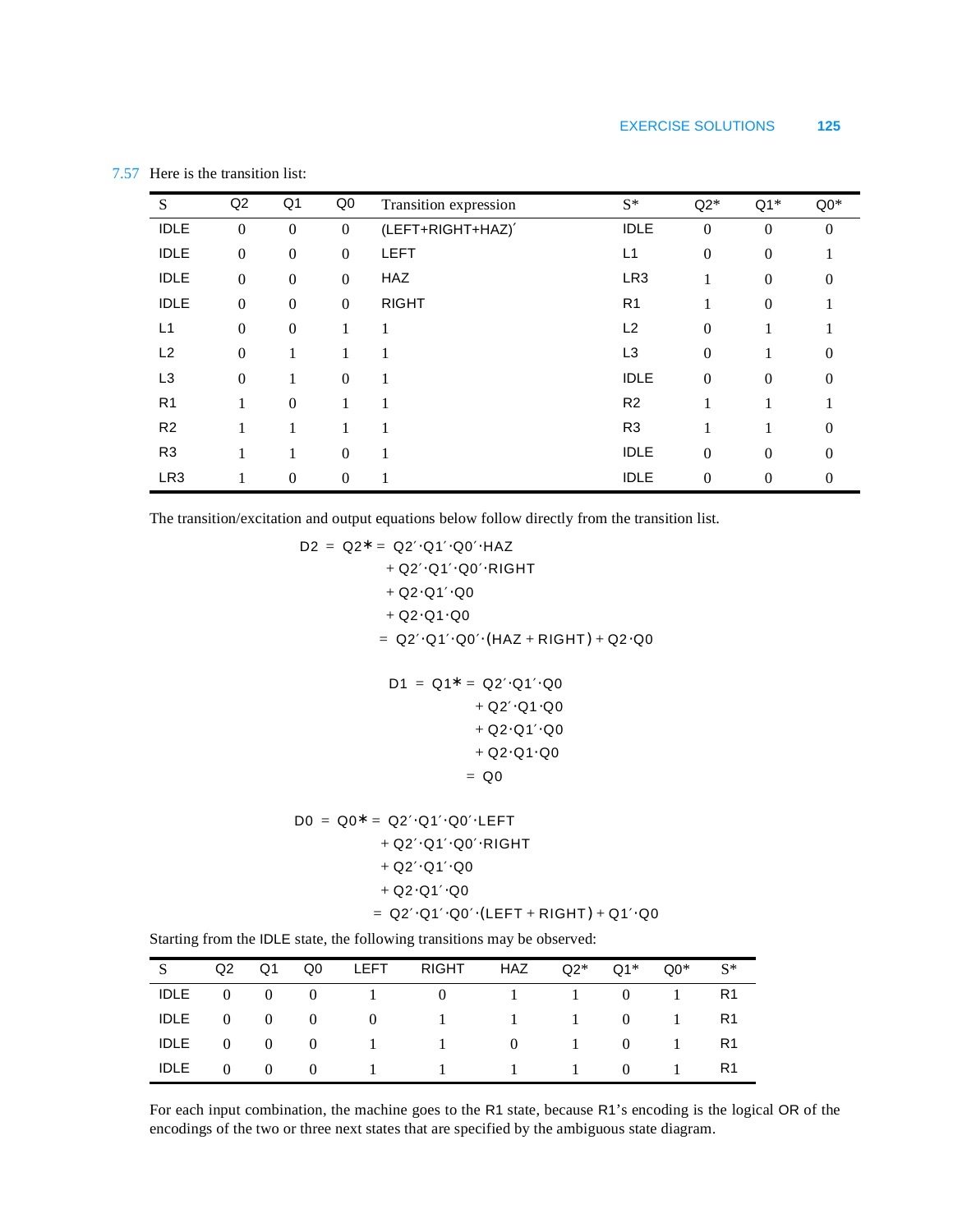7.57 Here is the transition list:

| S | Q2 | Q1 | Q0 | Transition expression | S* | Q2* | Q1* | Q0* |
|---|---|---|---|---|---|---|---|---|
| IDLE | 0 | 0 | 0 | (LEFT+RIGHT+HAZ)′ | IDLE | 0 | 0 | 0 |
| IDLE | 0 | 0 | 0 | LEFT | L1 | 0 | 0 | 1 |
| IDLE | 0 | 0 | 0 | HAZ | LR3 | 1 | 0 | 0 |
| IDLE | 0 | 0 | 0 | RIGHT | R1 | 1 | 0 | 1 |
| L1 | 0 | 0 | 1 | 1 | L2 | 0 | 1 | 1 |
| L2 | 0 | 1 | 1 | 1 | L3 | 0 | 1 | 0 |
| L3 | 0 | 1 | 0 | 1 | IDLE | 0 | 0 | 0 |
| R1 | 1 | 0 | 1 | 1 | R2 | 1 | 1 | 1 |
| R2 | 1 | 1 | 1 | 1 | R3 | 1 | 1 | 0 |
| R3 | 1 | 1 | 0 | 1 | IDLE | 0 | 0 | 0 |
| LR3 | 1 | 0 | 0 | 1 | IDLE | 0 | 0 | 0 |

The transition/excitation and output equations below follow directly from the transition list.

$$
\begin{aligned}
D2 = Q2* &= Q2'\cdot Q1'\cdot Q0'\cdot HAZ \\
&\quad + Q2'\cdot Q1'\cdot Q0'\cdot RIGHT \\
&\quad + Q2\cdot Q1'\cdot Q0 \\
&\quad + Q2\cdot Q1\cdot Q0 \\
&= Q2'\cdot Q1'\cdot Q0'\cdot(HAZ + RIGHT) + Q2\cdot Q0
\end{aligned}
$$

$$
\begin{aligned}
D1 = Q1* &= Q2'\cdot Q1'\cdot Q0 \\
&\quad + Q2'\cdot Q1\cdot Q0 \\
&\quad + Q2\cdot Q1'\cdot Q0 \\
&\quad + Q2\cdot Q1\cdot Q0 \\
&= Q0
\end{aligned}
$$

$$
\begin{aligned}
D0 = Q0* &= Q2'\cdot Q1'\cdot Q0'\cdot LEFT \\
&\quad + Q2'\cdot Q1'\cdot Q0'\cdot RIGHT \\
&\quad + Q2'\cdot Q1'\cdot Q0 \\
&\quad + Q2\cdot Q1'\cdot Q0 \\
&= Q2'\cdot Q1'\cdot Q0'\cdot(LEFT + RIGHT) + Q1'\cdot Q0
\end{aligned}
$$

Starting from the IDLE state, the following transitions may be observed:

| S | Q2 | Q1 | Q0 | LEFT | RIGHT | HAZ | Q2* | Q1* | Q0* | S* |
|---|---|---|---|---|---|---|---|---|---|---|
| IDLE | 0 | 0 | 0 | 1 | 0 | 1 | 1 | 0 | 1 | R1 |
| IDLE | 0 | 0 | 0 | 0 | 1 | 1 | 1 | 0 | 1 | R1 |
| IDLE | 0 | 0 | 0 | 1 | 1 | 0 | 1 | 0 | 1 | R1 |
| IDLE | 0 | 0 | 0 | 1 | 1 | 1 | 1 | 0 | 1 | R1 |

For each input combination, the machine goes to the R1 state, because R1's encoding is the logical OR of the encodings of the two or three next states that are specified by the ambiguous state diagram.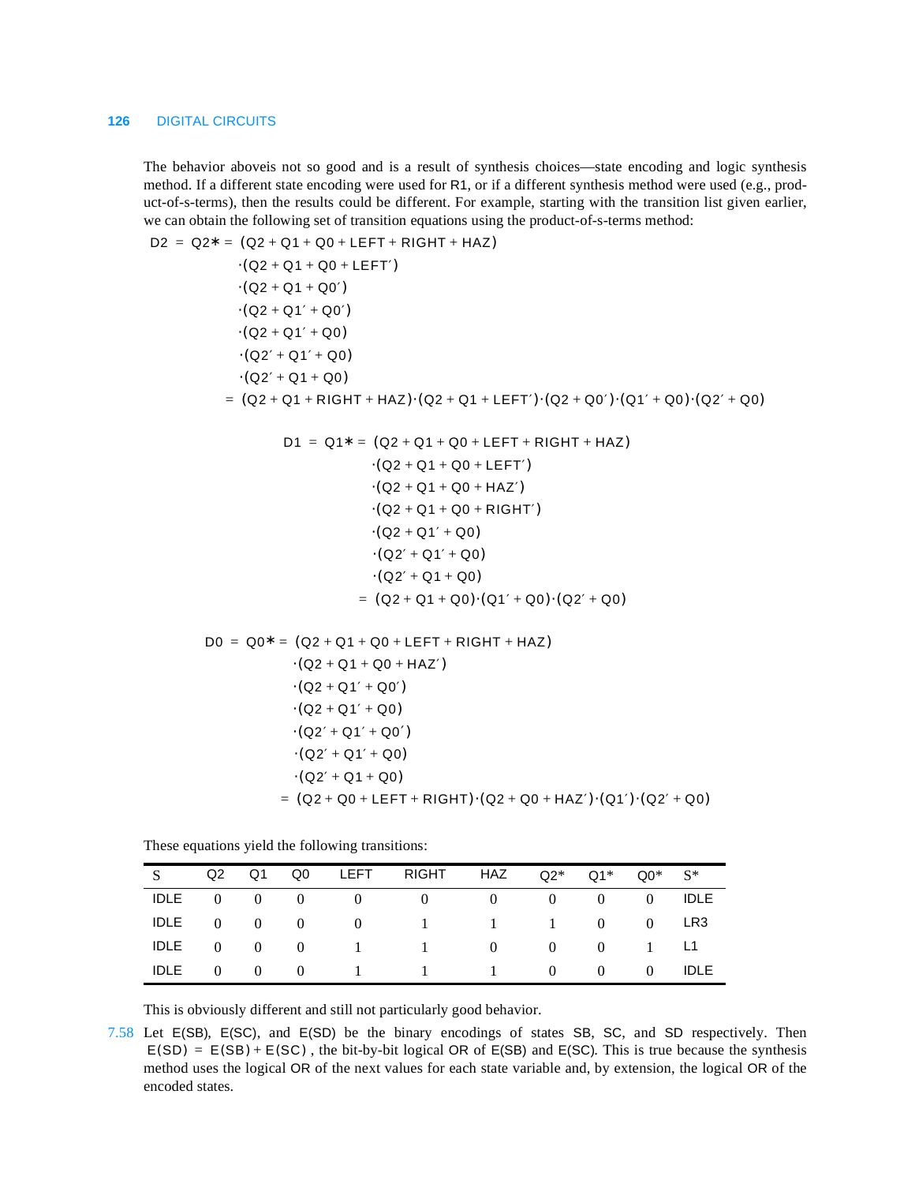The behavior aboveis not so good and is a result of synthesis choices—state encoding and logic synthesis method. If a different state encoding were used for R1, or if a different synthesis method were used (e.g., product-of-s-terms), then the results could be different. For example, starting with the transition list given earlier, we can obtain the following set of transition equations using the product-of-s-terms method:

$$
\begin{aligned}
D2 = Q2* = {} & (Q2 + Q1 + Q0 + LEFT + RIGHT + HAZ) \\
& \cdot(Q2 + Q1 + Q0 + LEFT') \\
& \cdot(Q2 + Q1 + Q0') \\
& \cdot(Q2 + Q1' + Q0') \\
& \cdot(Q2 + Q1' + Q0) \\
& \cdot(Q2' + Q1' + Q0) \\
& \cdot(Q2' + Q1 + Q0) \\
= {} & (Q2 + Q1 + RIGHT + HAZ)\cdot(Q2 + Q1 + LEFT')\cdot(Q2 + Q0')\cdot(Q1' + Q0)\cdot(Q2' + Q0)
\end{aligned}
$$

$$
\begin{aligned}
D1 = Q1* = {} & (Q2 + Q1 + Q0 + LEFT + RIGHT + HAZ) \\
& \cdot(Q2 + Q1 + Q0 + LEFT') \\
& \cdot(Q2 + Q1 + Q0 + HAZ') \\
& \cdot(Q2 + Q1 + Q0 + RIGHT') \\
& \cdot(Q2 + Q1' + Q0) \\
& \cdot(Q2' + Q1' + Q0) \\
& \cdot(Q2' + Q1 + Q0) \\
= {} & (Q2 + Q1 + Q0)\cdot(Q1' + Q0)\cdot(Q2' + Q0)
\end{aligned}
$$

$$
\begin{aligned}
D0 = Q0* = {} & (Q2 + Q1 + Q0 + LEFT + RIGHT + HAZ) \\
& \cdot(Q2 + Q1 + Q0 + HAZ') \\
& \cdot(Q2 + Q1' + Q0') \\
& \cdot(Q2 + Q1' + Q0) \\
& \cdot(Q2' + Q1' + Q0') \\
& \cdot(Q2' + Q1' + Q0) \\
& \cdot(Q2' + Q1 + Q0) \\
= {} & (Q2 + Q0 + LEFT + RIGHT)\cdot(Q2 + Q0 + HAZ')\cdot(Q1')\cdot(Q2' + Q0)
\end{aligned}
$$

These equations yield the following transitions:

| S | Q2 | Q1 | Q0 | LEFT | RIGHT | HAZ | Q2* | Q1* | Q0* | S* |
|---|---|---|---|---|---|---|---|---|---|---|
| IDLE | 0 | 0 | 0 | 0 | 0 | 0 | 0 | 0 | 0 | IDLE |
| IDLE | 0 | 0 | 0 | 0 | 1 | 1 | 1 | 0 | 0 | LR3 |
| IDLE | 0 | 0 | 0 | 1 | 1 | 0 | 0 | 0 | 1 | L1 |
| IDLE | 0 | 0 | 0 | 1 | 1 | 1 | 0 | 0 | 0 | IDLE |

This is obviously different and still not particularly good behavior.

7.58 Let E(SB), E(SC), and E(SD) be the binary encodings of states SB, SC, and SD respectively. Then E(SD) = E(SB) + E(SC), the bit-by-bit logical OR of E(SB) and E(SC). This is true because the synthesis method uses the logical OR of the next values for each state variable and, by extension, the logical OR of the encoded states.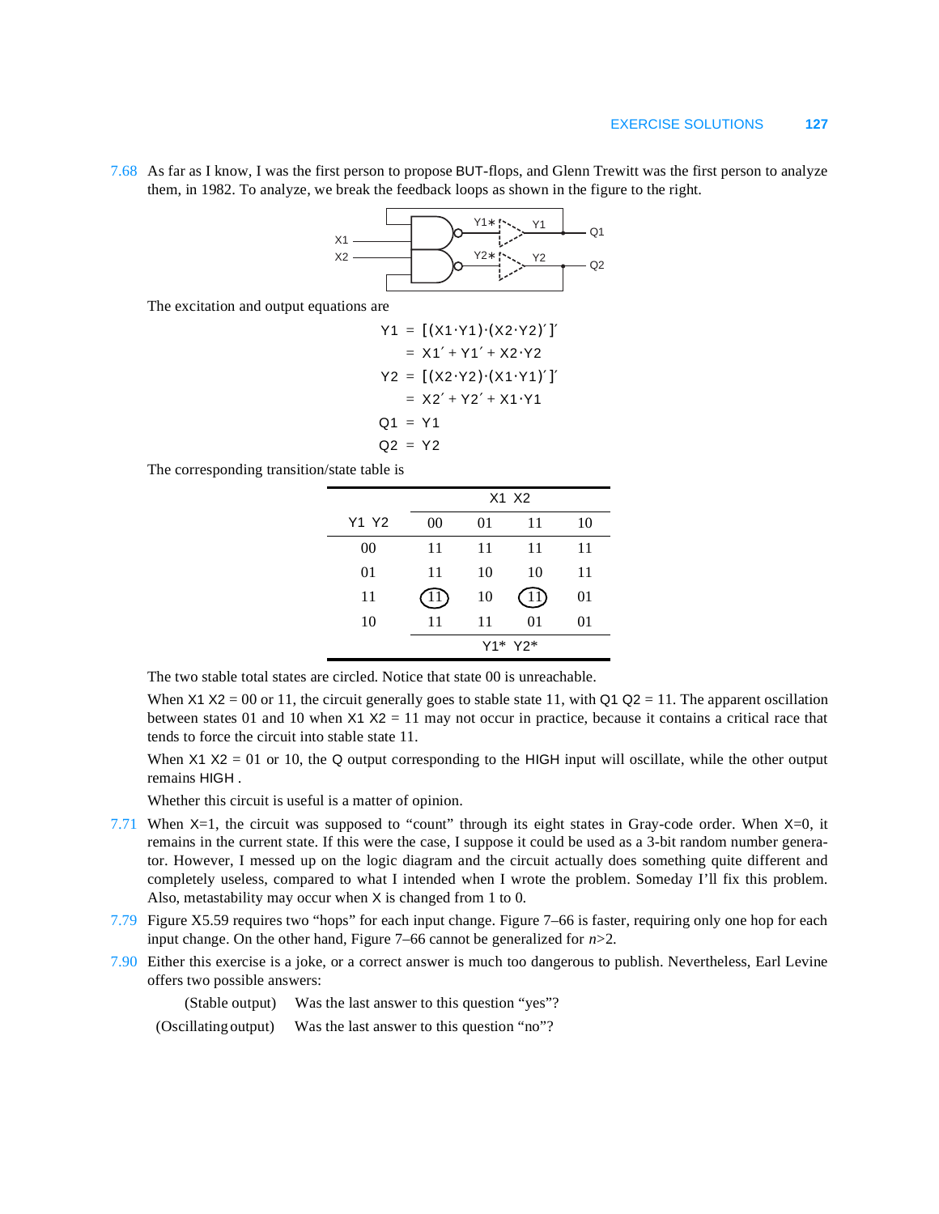7.68 As far as I know, I was the first person to propose BUT-flops, and Glenn Trewitt was the first person to analyze them, in 1982. To analyze, we break the feedback loops as shown in the figure to the right.

X1
X2
Y1*
Y1
Q1
Y2*
Y2
Q2

The excitation and output equations are

$$Y1 = [(X1 \cdot Y1) \cdot (X2 \cdot Y2)']'$$
$$= X1' + Y1' + X2 \cdot Y2$$
$$Y2 = [(X2 \cdot Y2) \cdot (X1 \cdot Y1)']'$$
$$= X2' + Y2' + X1 \cdot Y1$$
$$Q1 = Y1$$
$$Q2 = Y2$$

The corresponding transition/state table is

| | X1 X2 | | | |
|---|---|---|---|---|
| Y1 Y2 | 00 | 01 | 11 | 10 |
| 00 | 11 | 11 | 11 | 11 |
| 01 | 11 | 10 | 10 | 11 |
| 11 | (11) | 10 | (11) | 01 |
| 10 | 11 | 11 | 01 | 01 |
| | Y1* Y2* | | | |

The two stable total states are circled. Notice that state 00 is unreachable.

When X1 X2 = 00 or 11, the circuit generally goes to stable state 11, with Q1 Q2 = 11. The apparent oscillation between states 01 and 10 when X1 X2 = 11 may not occur in practice, because it contains a critical race that tends to force the circuit into stable state 11.

When X1 X2 = 01 or 10, the Q output corresponding to the HIGH input will oscillate, while the other output remains HIGH .

Whether this circuit is useful is a matter of opinion.

7.71 When X=1, the circuit was supposed to "count" through its eight states in Gray-code order. When X=0, it remains in the current state. If this were the case, I suppose it could be used as a 3-bit random number generator. However, I messed up on the logic diagram and the circuit actually does something quite different and completely useless, compared to what I intended when I wrote the problem. Someday I'll fix this problem. Also, metastability may occur when X is changed from 1 to 0.

7.79 Figure X5.59 requires two "hops" for each input change. Figure 7–66 is faster, requiring only one hop for each input change. On the other hand, Figure 7–66 cannot be generalized for $n>2$.

7.90 Either this exercise is a joke, or a correct answer is much too dangerous to publish. Nevertheless, Earl Levine offers two possible answers:

(Stable output) Was the last answer to this question "yes"?

(Oscillating output) Was the last answer to this question "no"?